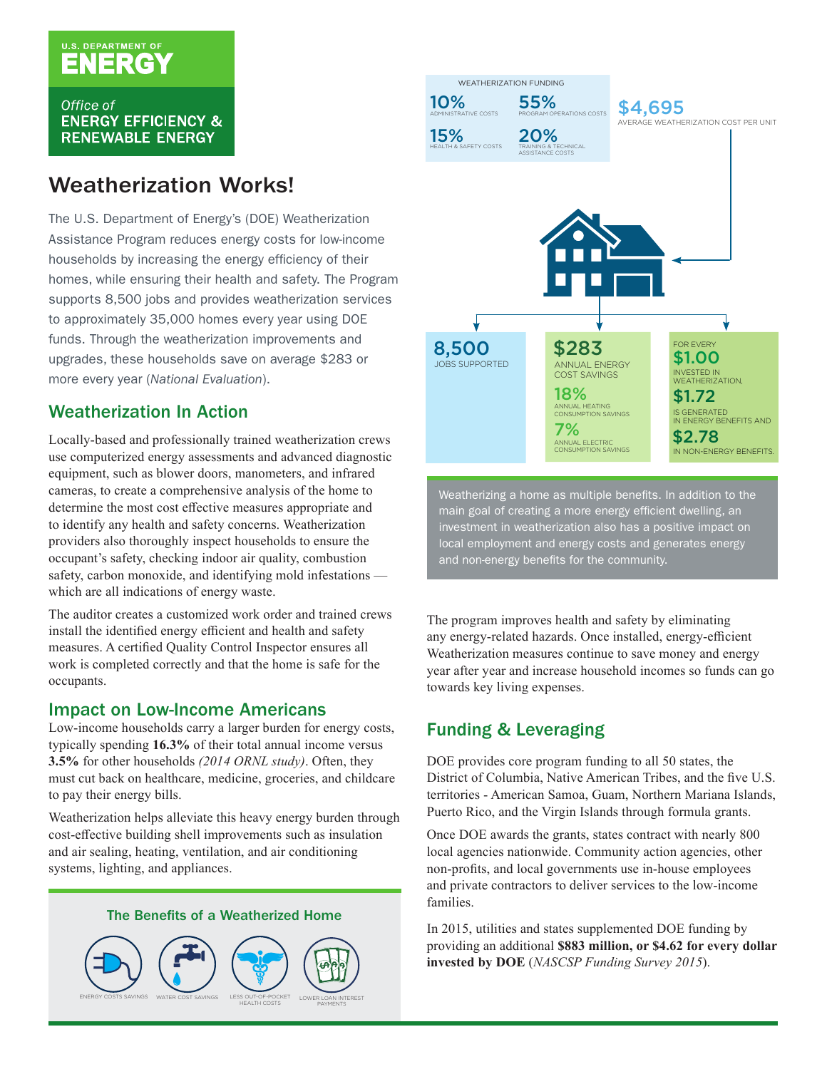U.S. DEPARTMENT OF **ENERGY**

*Office of* **ENERGY EFFICIENCY & RENEWABLE ENERGY**

# Weatherization Works!

The U.S. Department of Energy's (DOE) Weatherization Assistance Program reduces energy costs for low-income households by increasing the energy efficiency of their homes, while ensuring their health and safety. The Program supports 8,500 jobs and provides weatherization services to approximately 35,000 homes every year using DOE funds. Through the weatherization improvements and upgrades, these households save on average $283 or more every year (*National Evaluation*).

## Weatherization In Action

Locally-based and professionally trained weatherization crews use computerized energy assessments and advanced diagnostic equipment, such as blower doors, manometers, and infrared cameras, to create a comprehensive analysis of the home to determine the most cost effective measures appropriate and to identify any health and safety concerns. Weatherization providers also thoroughly inspect households to ensure the occupant's safety, checking indoor air quality, combustion safety, carbon monoxide, and identifying mold infestations — which are all indications of energy waste.

The auditor creates a customized work order and trained crews install the identified energy efficient and health and safety measures. A certified Quality Control Inspector ensures all work is completed correctly and that the home is safe for the occupants.

## Impact on Low-Income Americans

Low-income households carry a larger burden for energy costs, typically spending **16.3%** of their total annual income versus **3.5%** for other households *(2014 ORNL study)*. Often, they must cut back on healthcare, medicine, groceries, and childcare to pay their energy bills.

Weatherization helps alleviate this heavy energy burden through cost-effective building shell improvements such as insulation and air sealing, heating, ventilation, and air conditioning systems, lighting, and appliances.

### The Benefits of a Weatherized Home

- ENERGY COSTS SAVINGS
- WATER COST SAVINGS
- LESS OUT-OF-POCKET HEALTH COSTS
- LOWER LOAN INTEREST PAYMENTS

WEATHERIZATION FUNDING

- **10%** ADMINISTRATIVE COSTS
- **55%** PROGRAM OPERATIONS COSTS
- **15%** HEALTH & SAFETY COSTS
- **20%** TRAINING & TECHNICAL ASSISTANCE COSTS

**$4,695** AVERAGE WEATHERIZATION COST PER UNIT

**8,500** JOBS SUPPORTED

**$283** ANNUAL ENERGY COST SAVINGS

**18%** ANNUAL HEATING CONSUMPTION SAVINGS

**7%** ANNUAL ELECTRIC CONSUMPTION SAVINGS

FOR EVERY **$1.00** INVESTED IN WEATHERIZATION, **$1.72** IS GENERATED IN ENERGY BENEFITS AND **$2.78** IN NON-ENERGY BENEFITS.

Weatherizing a home as multiple benefits. In addition to the main goal of creating a more energy efficient dwelling, an investment in weatherization also has a positive impact on local employment and energy costs and generates energy and non-energy benefits for the community.

The program improves health and safety by eliminating any energy-related hazards. Once installed, energy-efficient Weatherization measures continue to save money and energy year after year and increase household incomes so funds can go towards key living expenses.

## Funding & Leveraging

DOE provides core program funding to all 50 states, the District of Columbia, Native American Tribes, and the five U.S. territories - American Samoa, Guam, Northern Mariana Islands, Puerto Rico, and the Virgin Islands through formula grants.

Once DOE awards the grants, states contract with nearly 800 local agencies nationwide. Community action agencies, other non-profits, and local governments use in-house employees and private contractors to deliver services to the low-income families.

In 2015, utilities and states supplemented DOE funding by providing an additional **$883 million, or $4.62 for every dollar invested by DOE** (*NASCSP Funding Survey 2015*).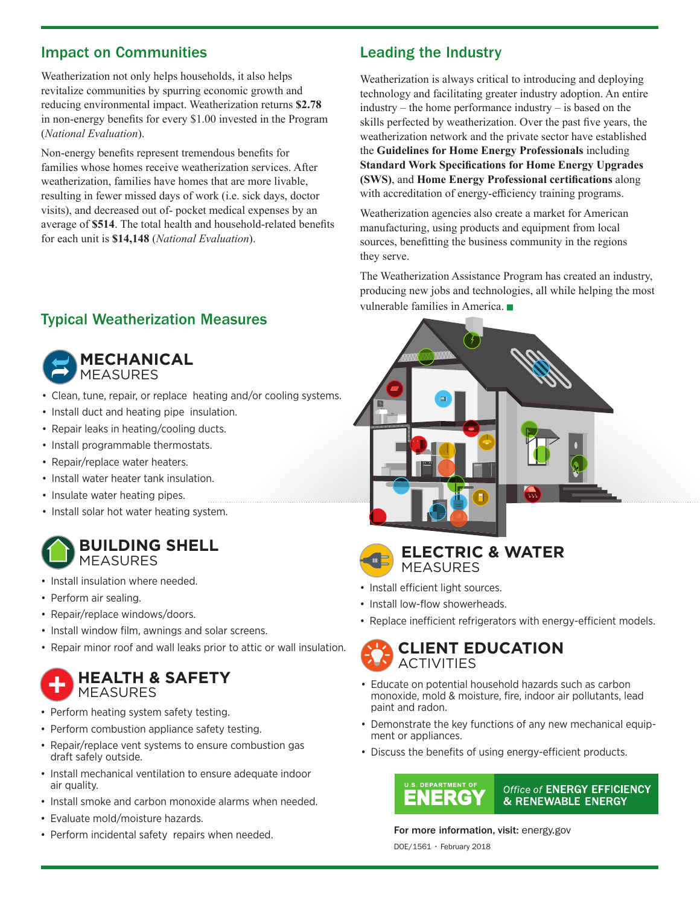## Impact on Communities

Weatherization not only helps households, it also helps revitalize communities by spurring economic growth and reducing environmental impact. Weatherization returns **$2.78** in non-energy benefits for every $1.00 invested in the Program (*National Evaluation*).

Non-energy benefits represent tremendous benefits for families whose homes receive weatherization services. After weatherization, families have homes that are more livable, resulting in fewer missed days of work (i.e. sick days, doctor visits), and decreased out of- pocket medical expenses by an average of **$514**. The total health and household-related benefits for each unit is **$14,148** (*National Evaluation*).

## Leading the Industry

Weatherization is always critical to introducing and deploying technology and facilitating greater industry adoption. An entire industry – the home performance industry – is based on the skills perfected by weatherization. Over the past five years, the weatherization network and the private sector have established the **Guidelines for Home Energy Professionals** including **Standard Work Specifications for Home Energy Upgrades (SWS)**, and **Home Energy Professional certifications** along with accreditation of energy-efficiency training programs.

Weatherization agencies also create a market for American manufacturing, using products and equipment from local sources, benefitting the business community in the regions they serve.

The Weatherization Assistance Program has created an industry, producing new jobs and technologies, all while helping the most vulnerable families in America.

## Typical Weatherization Measures

### MECHANICAL MEASURES

- Clean, tune, repair, or replace heating and/or cooling systems.
- Install duct and heating pipe insulation.
- Repair leaks in heating/cooling ducts.
- Install programmable thermostats.
- Repair/replace water heaters.
- Install water heater tank insulation.
- Insulate water heating pipes.
- Install solar hot water heating system.

### BUILDING SHELL MEASURES

- Install insulation where needed.
- Perform air sealing.
- Repair/replace windows/doors.
- Install window film, awnings and solar screens.
- Repair minor roof and wall leaks prior to attic or wall insulation.

### HEALTH & SAFETY MEASURES

- Perform heating system safety testing.
- Perform combustion appliance safety testing.
- Repair/replace vent systems to ensure combustion gas draft safely outside.
- Install mechanical ventilation to ensure adequate indoor air quality.
- Install smoke and carbon monoxide alarms when needed.
- Evaluate mold/moisture hazards.
- Perform incidental safety repairs when needed.

### ELECTRIC & WATER MEASURES

- Install efficient light sources.
- Install low-flow showerheads.
- Replace inefficient refrigerators with energy-efficient models.

### CLIENT EDUCATION ACTIVITIES

- Educate on potential household hazards such as carbon monoxide, mold & moisture, fire, indoor air pollutants, lead paint and radon.
- Demonstrate the key functions of any new mechanical equipment or appliances.
- Discuss the benefits of using energy-efficient products.

U.S. DEPARTMENT OF ENERGY | Office of ENERGY EFFICIENCY & RENEWABLE ENERGY

**For more information, visit:** energy.gov

DOE/1561 · February 2018